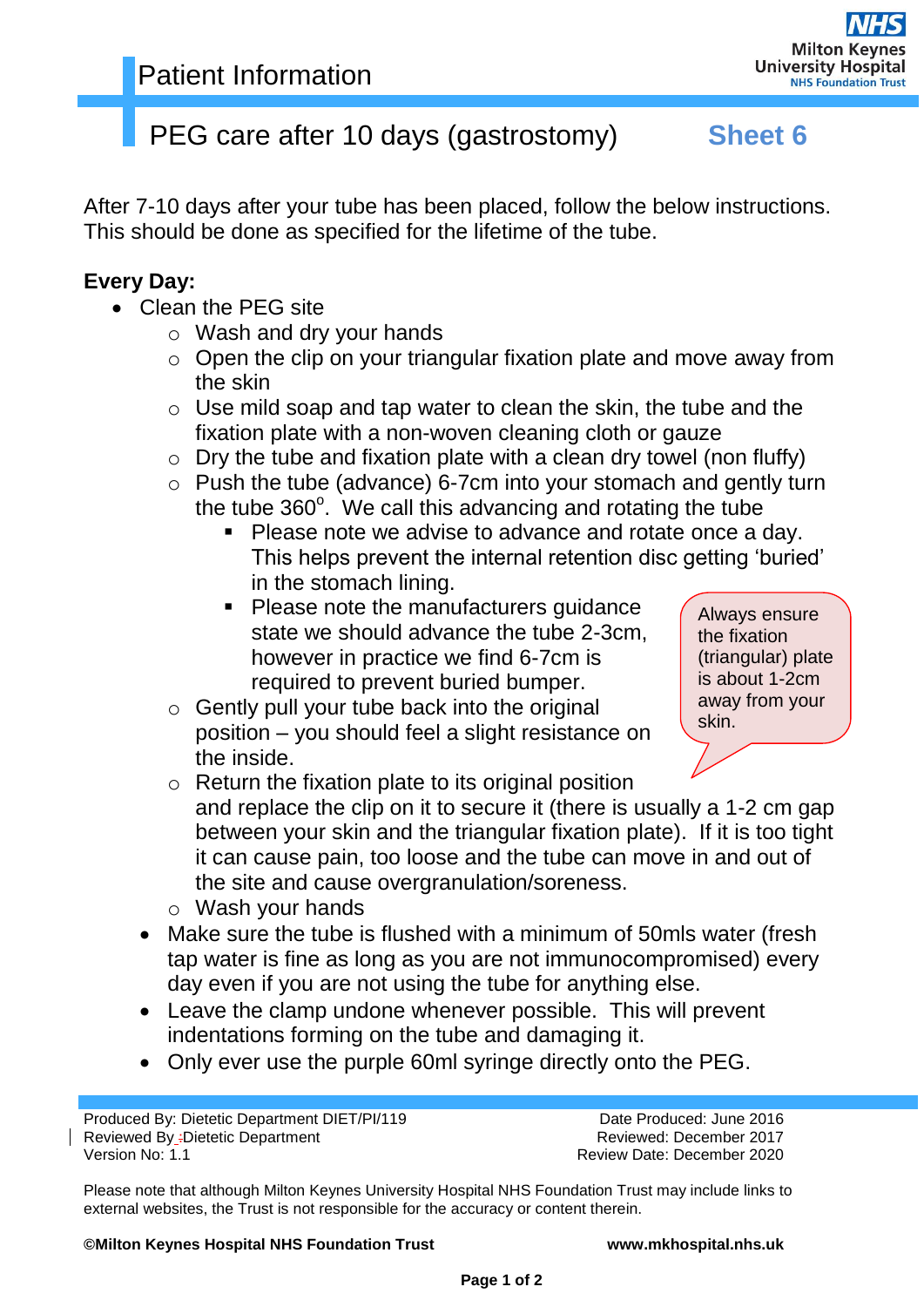Patient Information

# PEG care after 10 days (gastrostomy) Sheet 6

After 7-10 days after your tube has been placed, follow the below instructions. This should be done as specified for the lifetime of the tube.

**Every Day:**

- Clean the PEG site
  - Wash and dry your hands
  - Open the clip on your triangular fixation plate and move away from the skin
  - Use mild soap and tap water to clean the skin, the tube and the fixation plate with a non-woven cleaning cloth or gauze
  - Dry the tube and fixation plate with a clean dry towel (non fluffy)
  - Push the tube (advance) 6-7cm into your stomach and gently turn the tube 360°. We call this advancing and rotating the tube
    - Please note we advise to advance and rotate once a day. This helps prevent the internal retention disc getting 'buried' in the stomach lining.
    - Please note the manufacturers guidance state we should advance the tube 2-3cm, however in practice we find 6-7cm is required to prevent buried bumper.
  - Gently pull your tube back into the original position – you should feel a slight resistance on the inside.
  - Return the fixation plate to its original position and replace the clip on it to secure it (there is usually a 1-2 cm gap between your skin and the triangular fixation plate). If it is too tight it can cause pain, too loose and the tube can move in and out of the site and cause overgranulation/soreness.
  - Wash your hands
- Make sure the tube is flushed with a minimum of 50mls water (fresh tap water is fine as long as you are not immunocompromised) every day even if you are not using the tube for anything else.
- Leave the clamp undone whenever possible. This will prevent indentations forming on the tube and damaging it.
- Only ever use the purple 60ml syringe directly onto the PEG.

> Always ensure the fixation (triangular) plate is about 1-2cm away from your skin.

Produced By: Dietetic Department DIET/PI/119
Reviewed By: Dietetic Department
Version No: 1.1

Date Produced: June 2016
Reviewed: December 2017
Review Date: December 2020

Please note that although Milton Keynes University Hospital NHS Foundation Trust may include links to external websites, the Trust is not responsible for the accuracy or content therein.

**©Milton Keynes Hospital NHS Foundation Trust** **www.mkhospital.nhs.uk**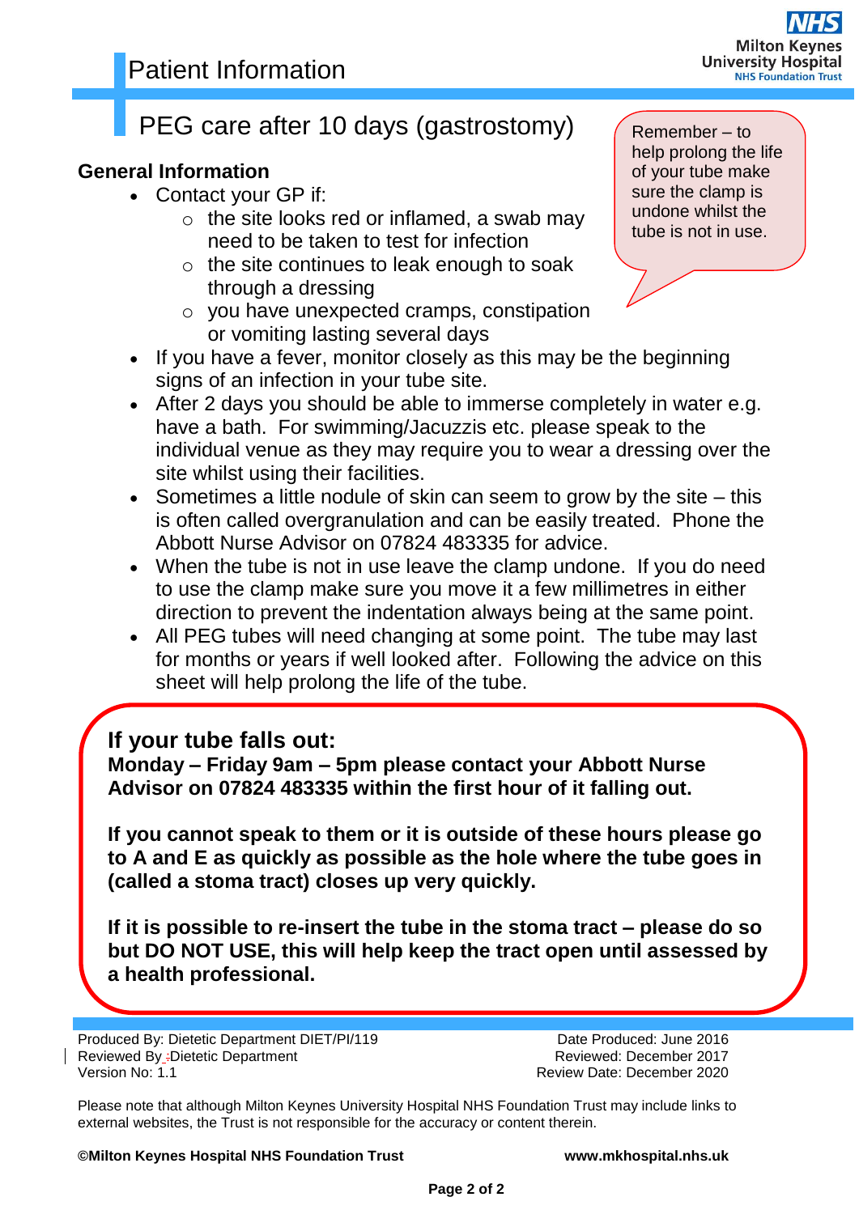# Patient Information

## PEG care after 10 days (gastrostomy)

Remember – to help prolong the life of your tube make sure the clamp is undone whilst the tube is not in use.

### General Information

- Contact your GP if:
  - the site looks red or inflamed, a swab may need to be taken to test for infection
  - the site continues to leak enough to soak through a dressing
  - you have unexpected cramps, constipation or vomiting lasting several days
- If you have a fever, monitor closely as this may be the beginning signs of an infection in your tube site.
- After 2 days you should be able to immerse completely in water e.g. have a bath. For swimming/Jacuzzis etc. please speak to the individual venue as they may require you to wear a dressing over the site whilst using their facilities.
- Sometimes a little nodule of skin can seem to grow by the site – this is often called overgranulation and can be easily treated. Phone the Abbott Nurse Advisor on 07824 483335 for advice.
- When the tube is not in use leave the clamp undone. If you do need to use the clamp make sure you move it a few millimetres in either direction to prevent the indentation always being at the same point.
- All PEG tubes will need changing at some point. The tube may last for months or years if well looked after. Following the advice on this sheet will help prolong the life of the tube.

### If your tube falls out:

**Monday – Friday 9am – 5pm please contact your Abbott Nurse Advisor on 07824 483335 within the first hour of it falling out.**

**If you cannot speak to them or it is outside of these hours please go to A and E as quickly as possible as the hole where the tube goes in (called a stoma tract) closes up very quickly.**

**If it is possible to re-insert the tube in the stoma tract – please do so but DO NOT USE, this will help keep the tract open until assessed by a health professional.**

Produced By: Dietetic Department DIET/PI/119
Reviewed By: Dietetic Department
Version No: 1.1

Date Produced: June 2016
Reviewed: December 2017
Review Date: December 2020

Please note that although Milton Keynes University Hospital NHS Foundation Trust may include links to external websites, the Trust is not responsible for the accuracy or content therein.

**©Milton Keynes Hospital NHS Foundation Trust** **www.mkhospital.nhs.uk**